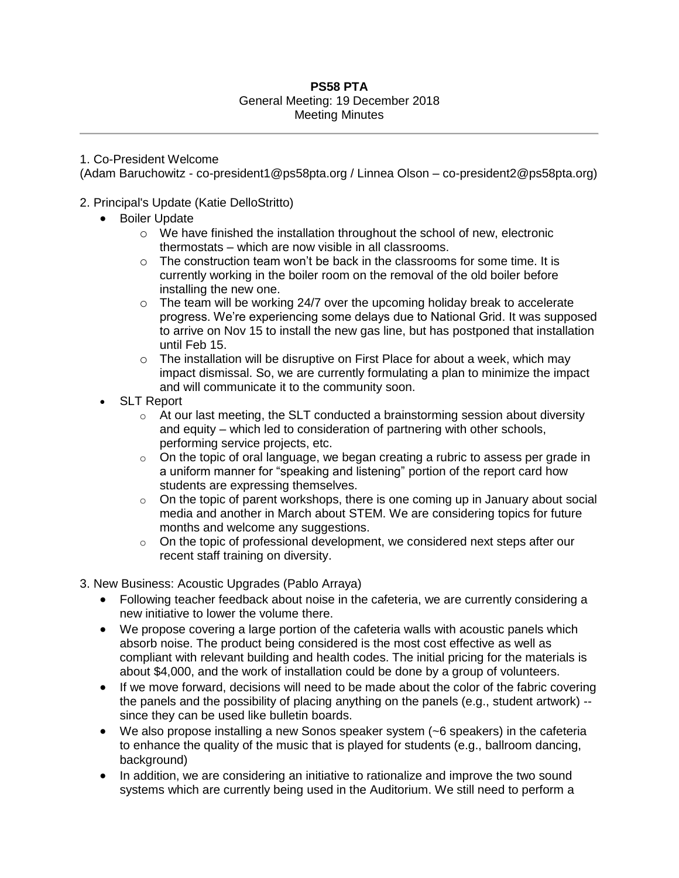**PS58 PTA**

General Meeting: 19 December 2018

Meeting Minutes

---

1. Co-President Welcome

(Adam Baruchowitz - co-president1@ps58pta.org / Linnea Olson – co-president2@ps58pta.org)

2. Principal's Update (Katie DelloStritto)
   - Boiler Update
     - We have finished the installation throughout the school of new, electronic thermostats – which are now visible in all classrooms.
     - The construction team won't be back in the classrooms for some time. It is currently working in the boiler room on the removal of the old boiler before installing the new one.
     - The team will be working 24/7 over the upcoming holiday break to accelerate progress. We're experiencing some delays due to National Grid. It was supposed to arrive on Nov 15 to install the new gas line, but has postponed that installation until Feb 15.
     - The installation will be disruptive on First Place for about a week, which may impact dismissal. So, we are currently formulating a plan to minimize the impact and will communicate it to the community soon.
   - SLT Report
     - At our last meeting, the SLT conducted a brainstorming session about diversity and equity – which led to consideration of partnering with other schools, performing service projects, etc.
     - On the topic of oral language, we began creating a rubric to assess per grade in a uniform manner for "speaking and listening" portion of the report card how students are expressing themselves.
     - On the topic of parent workshops, there is one coming up in January about social media and another in March about STEM. We are considering topics for future months and welcome any suggestions.
     - On the topic of professional development, we considered next steps after our recent staff training on diversity.

3. New Business: Acoustic Upgrades (Pablo Arraya)
   - Following teacher feedback about noise in the cafeteria, we are currently considering a new initiative to lower the volume there.
   - We propose covering a large portion of the cafeteria walls with acoustic panels which absorb noise. The product being considered is the most cost effective as well as compliant with relevant building and health codes. The initial pricing for the materials is about $4,000, and the work of installation could be done by a group of volunteers.
   - If we move forward, decisions will need to be made about the color of the fabric covering the panels and the possibility of placing anything on the panels (e.g., student artwork) -- since they can be used like bulletin boards.
   - We also propose installing a new Sonos speaker system (~6 speakers) in the cafeteria to enhance the quality of the music that is played for students (e.g., ballroom dancing, background)
   - In addition, we are considering an initiative to rationalize and improve the two sound systems which are currently being used in the Auditorium. We still need to perform a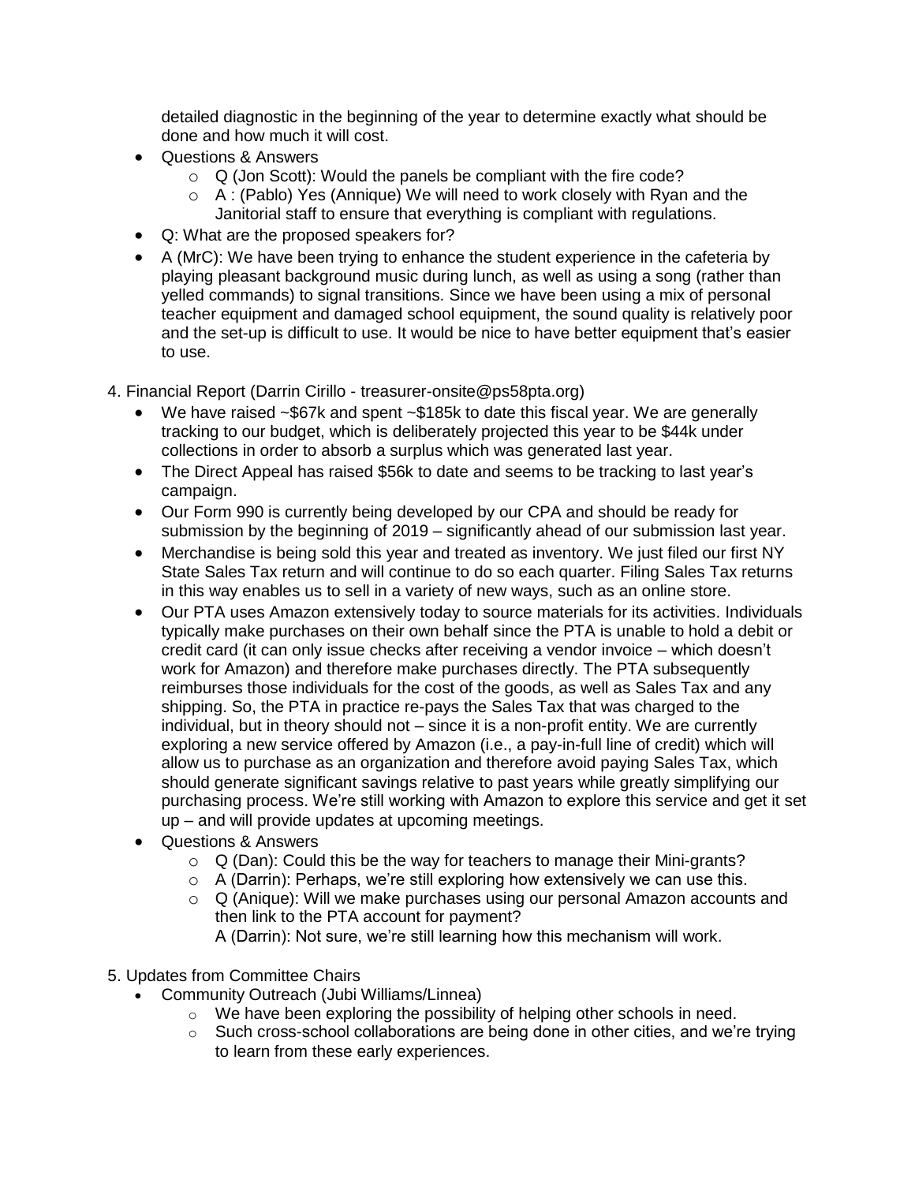detailed diagnostic in the beginning of the year to determine exactly what should be done and how much it will cost.

- Questions & Answers
  - Q (Jon Scott): Would the panels be compliant with the fire code?
  - A : (Pablo) Yes (Annique) We will need to work closely with Ryan and the Janitorial staff to ensure that everything is compliant with regulations.
- Q: What are the proposed speakers for?
- A (MrC): We have been trying to enhance the student experience in the cafeteria by playing pleasant background music during lunch, as well as using a song (rather than yelled commands) to signal transitions. Since we have been using a mix of personal teacher equipment and damaged school equipment, the sound quality is relatively poor and the set-up is difficult to use. It would be nice to have better equipment that's easier to use.

4. Financial Report (Darrin Cirillo - treasurer-onsite@ps58pta.org)
   - We have raised ~$67k and spent ~$185k to date this fiscal year. We are generally tracking to our budget, which is deliberately projected this year to be $44k under collections in order to absorb a surplus which was generated last year.
   - The Direct Appeal has raised $56k to date and seems to be tracking to last year's campaign.
   - Our Form 990 is currently being developed by our CPA and should be ready for submission by the beginning of 2019 – significantly ahead of our submission last year.
   - Merchandise is being sold this year and treated as inventory. We just filed our first NY State Sales Tax return and will continue to do so each quarter. Filing Sales Tax returns in this way enables us to sell in a variety of new ways, such as an online store.
   - Our PTA uses Amazon extensively today to source materials for its activities. Individuals typically make purchases on their own behalf since the PTA is unable to hold a debit or credit card (it can only issue checks after receiving a vendor invoice – which doesn't work for Amazon) and therefore make purchases directly. The PTA subsequently reimburses those individuals for the cost of the goods, as well as Sales Tax and any shipping. So, the PTA in practice re-pays the Sales Tax that was charged to the individual, but in theory should not – since it is a non-profit entity. We are currently exploring a new service offered by Amazon (i.e., a pay-in-full line of credit) which will allow us to purchase as an organization and therefore avoid paying Sales Tax, which should generate significant savings relative to past years while greatly simplifying our purchasing process. We're still working with Amazon to explore this service and get it set up – and will provide updates at upcoming meetings.
   - Questions & Answers
     - Q (Dan): Could this be the way for teachers to manage their Mini-grants?
     - A (Darrin): Perhaps, we're still exploring how extensively we can use this.
     - Q (Anique): Will we make purchases using our personal Amazon accounts and then link to the PTA account for payment?
       A (Darrin): Not sure, we're still learning how this mechanism will work.

5. Updates from Committee Chairs
   - Community Outreach (Jubi Williams/Linnea)
     - We have been exploring the possibility of helping other schools in need.
     - Such cross-school collaborations are being done in other cities, and we're trying to learn from these early experiences.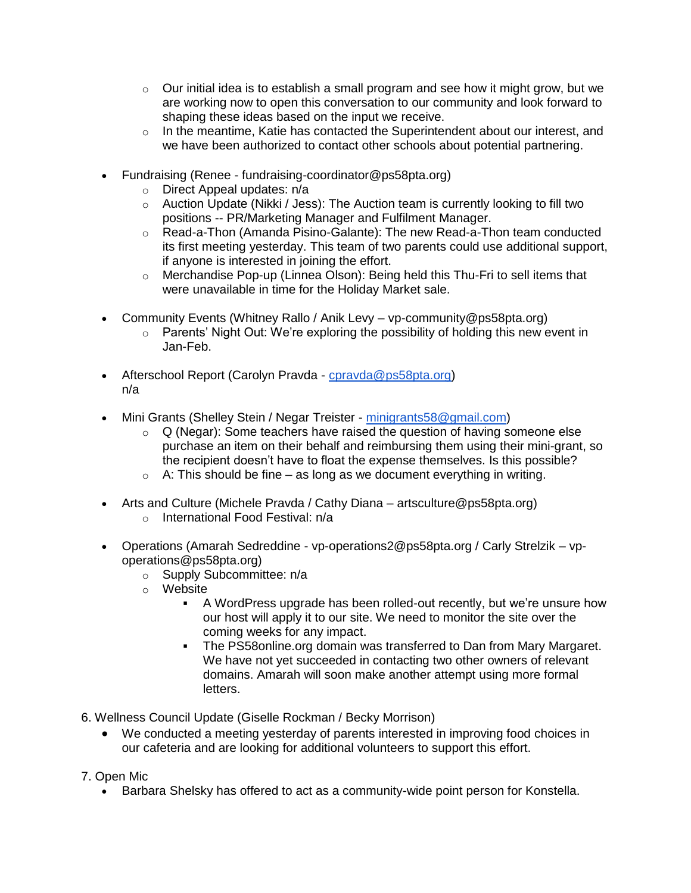- Our initial idea is to establish a small program and see how it might grow, but we are working now to open this conversation to our community and look forward to shaping these ideas based on the input we receive.
    - In the meantime, Katie has contacted the Superintendent about our interest, and we have been authorized to contact other schools about potential partnering.

- Fundraising (Renee - fundraising-coordinator@ps58pta.org)
    - Direct Appeal updates: n/a
    - Auction Update (Nikki / Jess): The Auction team is currently looking to fill two positions -- PR/Marketing Manager and Fulfilment Manager.
    - Read-a-Thon (Amanda Pisino-Galante): The new Read-a-Thon team conducted its first meeting yesterday. This team of two parents could use additional support, if anyone is interested in joining the effort.
    - Merchandise Pop-up (Linnea Olson): Being held this Thu-Fri to sell items that were unavailable in time for the Holiday Market sale.

- Community Events (Whitney Rallo / Anik Levy – vp-community@ps58pta.org)
    - Parents' Night Out: We're exploring the possibility of holding this new event in Jan-Feb.

- Afterschool Report (Carolyn Pravda - cpravda@ps58pta.org)
  n/a

- Mini Grants (Shelley Stein / Negar Treister - minigrants58@gmail.com)
    - Q (Negar): Some teachers have raised the question of having someone else purchase an item on their behalf and reimbursing them using their mini-grant, so the recipient doesn't have to float the expense themselves. Is this possible?
    - A: This should be fine – as long as we document everything in writing.

- Arts and Culture (Michele Pravda / Cathy Diana – artsculture@ps58pta.org)
    - International Food Festival: n/a

- Operations (Amarah Sedreddine - vp-operations2@ps58pta.org / Carly Strelzik – vp-operations@ps58pta.org)
    - Supply Subcommittee: n/a
    - Website
        - A WordPress upgrade has been rolled-out recently, but we're unsure how our host will apply it to our site. We need to monitor the site over the coming weeks for any impact.
        - The PS58online.org domain was transferred to Dan from Mary Margaret. We have not yet succeeded in contacting two other owners of relevant domains. Amarah will soon make another attempt using more formal letters.

6. Wellness Council Update (Giselle Rockman / Becky Morrison)
    - We conducted a meeting yesterday of parents interested in improving food choices in our cafeteria and are looking for additional volunteers to support this effort.

7. Open Mic
    - Barbara Shelsky has offered to act as a community-wide point person for Konstella.